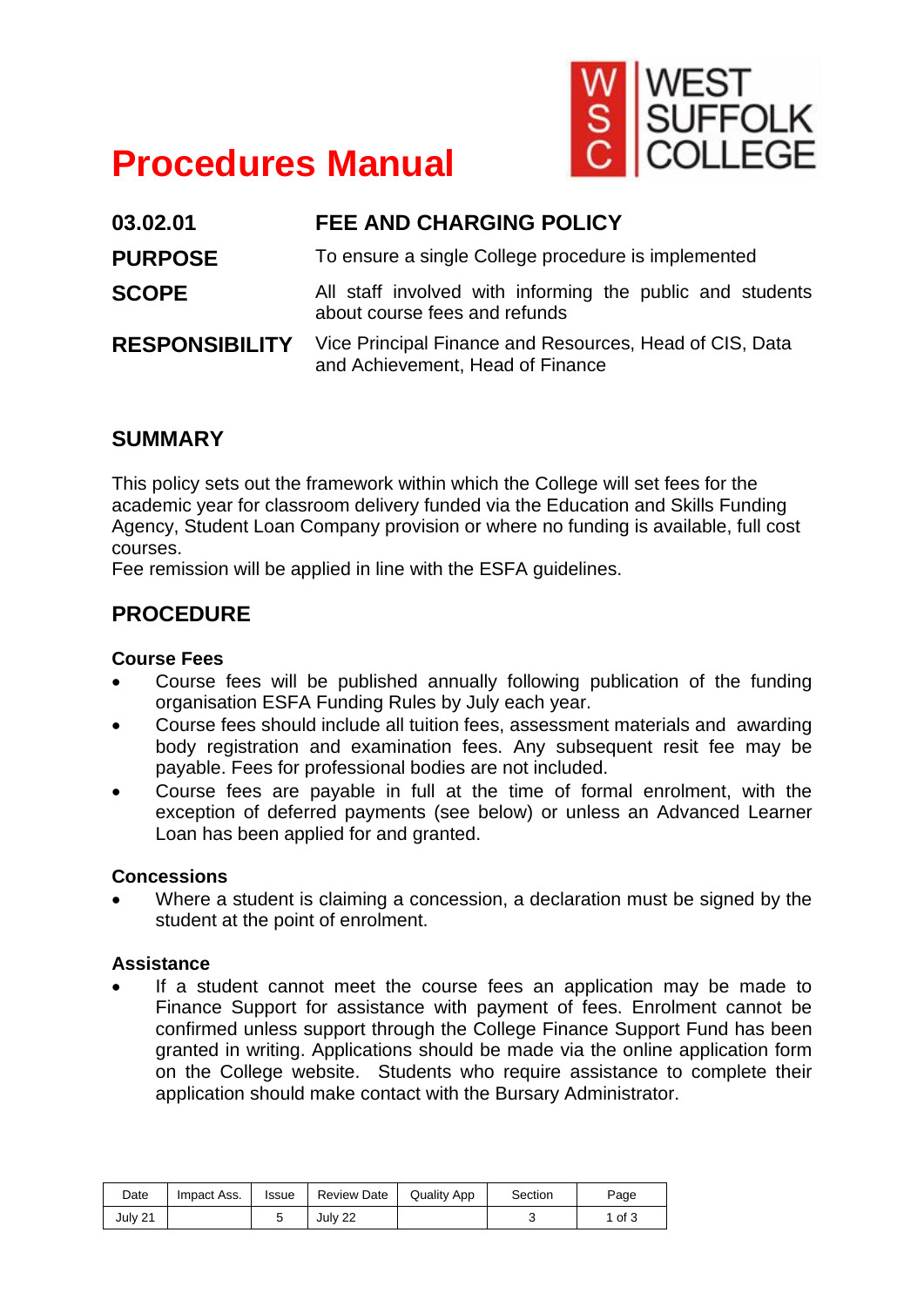# Procedures Manual

WEST SUFFOLK COLLEGE

| | |
|---|---|
| **03.02.01** | **FEE AND CHARGING POLICY** |
| **PURPOSE** | To ensure a single College procedure is implemented |
| **SCOPE** | All staff involved with informing the public and students about course fees and refunds |
| **RESPONSIBILITY** | Vice Principal Finance and Resources, Head of CIS, Data and Achievement, Head of Finance |

## SUMMARY

This policy sets out the framework within which the College will set fees for the academic year for classroom delivery funded via the Education and Skills Funding Agency, Student Loan Company provision or where no funding is available, full cost courses.
Fee remission will be applied in line with the ESFA guidelines.

## PROCEDURE

### Course Fees

- Course fees will be published annually following publication of the funding organisation ESFA Funding Rules by July each year.
- Course fees should include all tuition fees, assessment materials and awarding body registration and examination fees. Any subsequent resit fee may be payable. Fees for professional bodies are not included.
- Course fees are payable in full at the time of formal enrolment, with the exception of deferred payments (see below) or unless an Advanced Learner Loan has been applied for and granted.

### Concessions

- Where a student is claiming a concession, a declaration must be signed by the student at the point of enrolment.

### Assistance

- If a student cannot meet the course fees an application may be made to Finance Support for assistance with payment of fees. Enrolment cannot be confirmed unless support through the College Finance Support Fund has been granted in writing. Applications should be made via the online application form on the College website. Students who require assistance to complete their application should make contact with the Bursary Administrator.

| Date | Impact Ass. | Issue | Review Date | Quality App | Section |
|---|---|---|---|---|---|
| July 21 | | 5 | July 22 | | 3 |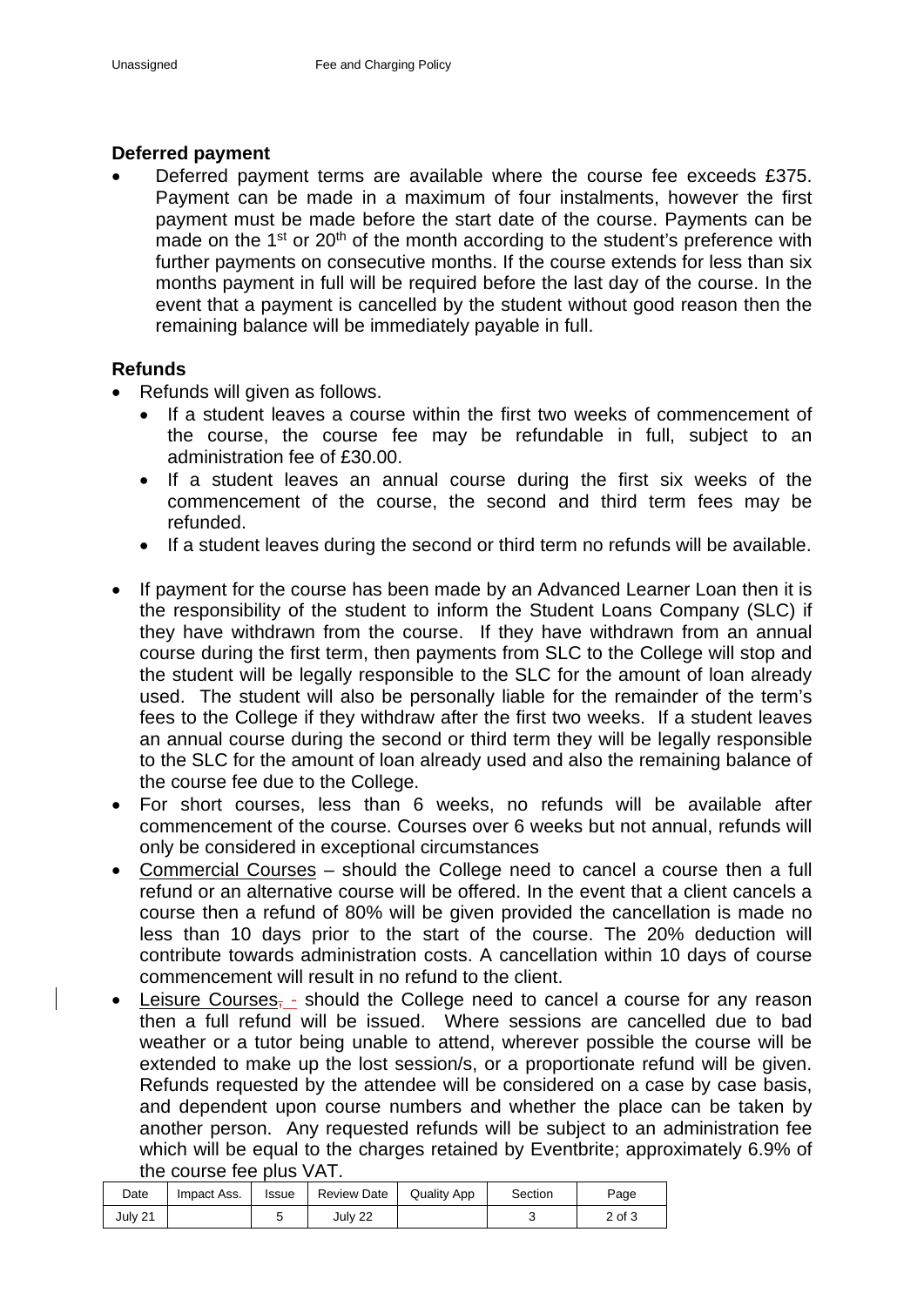**Deferred payment**

- Deferred payment terms are available where the course fee exceeds £375. Payment can be made in a maximum of four instalments, however the first payment must be made before the start date of the course. Payments can be made on the 1st or 20th of the month according to the student's preference with further payments on consecutive months. If the course extends for less than six months payment in full will be required before the last day of the course. In the event that a payment is cancelled by the student without good reason then the remaining balance will be immediately payable in full.

**Refunds**

- Refunds will given as follows.
  - If a student leaves a course within the first two weeks of commencement of the course, the course fee may be refundable in full, subject to an administration fee of £30.00.
  - If a student leaves an annual course during the first six weeks of the commencement of the course, the second and third term fees may be refunded.
  - If a student leaves during the second or third term no refunds will be available.

- If payment for the course has been made by an Advanced Learner Loan then it is the responsibility of the student to inform the Student Loans Company (SLC) if they have withdrawn from the course. If they have withdrawn from an annual course during the first term, then payments from SLC to the College will stop and the student will be legally responsible to the SLC for the amount of loan already used. The student will also be personally liable for the remainder of the term's fees to the College if they withdraw after the first two weeks. If a student leaves an annual course during the second or third term they will be legally responsible to the SLC for the amount of loan already used and also the remaining balance of the course fee due to the College.
- For short courses, less than 6 weeks, no refunds will be available after commencement of the course. Courses over 6 weeks but not annual, refunds will only be considered in exceptional circumstances
- Commercial Courses – should the College need to cancel a course then a full refund or an alternative course will be offered. In the event that a client cancels a course then a refund of 80% will be given provided the cancellation is made no less than 10 days prior to the start of the course. The 20% deduction will contribute towards administration costs. A cancellation within 10 days of course commencement will result in no refund to the client.
- Leisure Courses - should the College need to cancel a course for any reason then a full refund will be issued. Where sessions are cancelled due to bad weather or a tutor being unable to attend, wherever possible the course will be extended to make up the lost session/s, or a proportionate refund will be given. Refunds requested by the attendee will be considered on a case by case basis, and dependent upon course numbers and whether the place can be taken by another person. Any requested refunds will be subject to an administration fee which will be equal to the charges retained by Eventbrite; approximately 6.9% of the course fee plus VAT.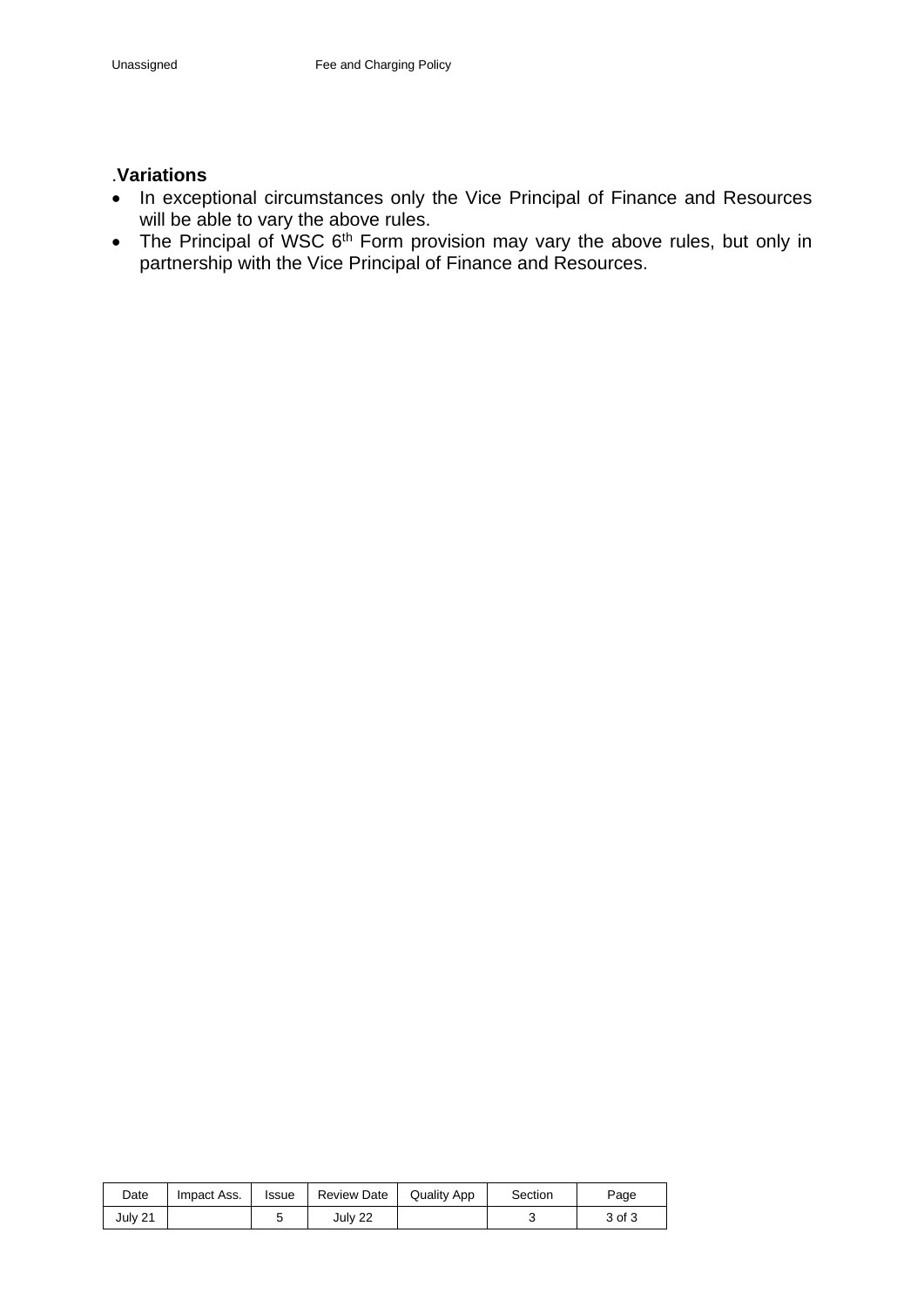.**Variations**

- In exceptional circumstances only the Vice Principal of Finance and Resources will be able to vary the above rules.
- The Principal of WSC 6th Form provision may vary the above rules, but only in partnership with the Vice Principal of Finance and Resources.